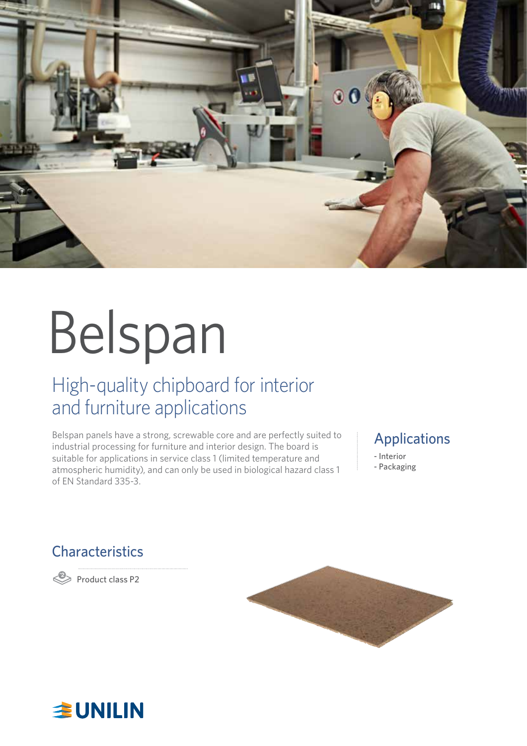# Belspan

## High-quality chipboard for interior and furniture applications

Belspan panels have a strong, screwable core and are perfectly suited to industrial processing for furniture and interior design. The board is suitable for applications in service class 1 (limited temperature and atmospheric humidity), and can only be used in biological hazard class 1 of EN Standard 335-3.

## Applications

- Interior
- Packaging

## Characteristics

Product class P2

UNILIN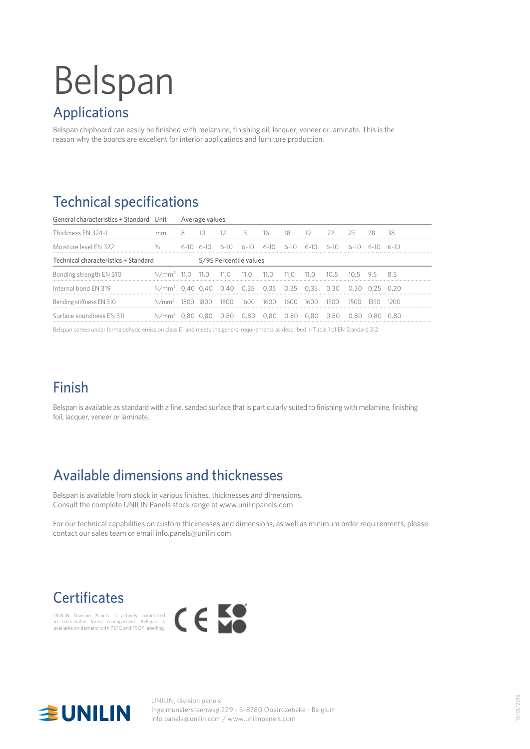# Belspan

## Applications

Belspan chipboard can easily be finished with melamine, finishing oil, lacquer, veneer or laminate. This is the reason why the boards are excellent for interior applicatinos and furniture production.

## Technical specifications

| General characteristics + Standard | Unit | Average values | | | | | | | | | | |
|---|---|---|---|---|---|---|---|---|---|---|---|---|
| Thickness EN 324-1 | mm | 8 | 10 | 12 | 15 | 16 | 18 | 19 | 22 | 25 | 28 | 38 |
| Moisture level EN 322 | % | 6-10 | 6-10 | 6-10 | 6-10 | 6-10 | 6-10 | 6-10 | 6-10 | 6-10 | 6-10 | 6-10 |
| **Technical characteristics + Standard** | | **5/95 Percentile values** | | | | | | | | | | |
| Bending strength EN 310 | N/mm² | 11,0 | 11,0 | 11,0 | 11,0 | 11,0 | 11,0 | 11,0 | 10,5 | 10,5 | 9,5 | 8,5 |
| Internal bond EN 319 | N/mm² | 0,40 | 0,40 | 0,40 | 0,35 | 0,35 | 0,35 | 0,35 | 0,30 | 0,30 | 0,25 | 0,20 |
| Bending stiffness EN 310 | N/mm² | 1800 | 1800 | 1800 | 1600 | 1600 | 1600 | 1600 | 1500 | 1500 | 1350 | 1200 |
| Surface soundness EN 311 | N/mm² | 0,80 | 0,80 | 0,80 | 0,80 | 0,80 | 0,80 | 0,80 | 0,80 | 0,80 | 0,80 | 0,80 |

Belspan comes under formaldehyde emission class E1 and meets the general requirements as described in Table 1 of EN Standard 312.

## Finish

Belspan is available as standard with a fine, sanded surface that is particularly suited to finishing with melamine, finishing foil, lacquer, veneer or laminate.

## Available dimensions and thicknesses

Belspan is available from stock in various finishes, thicknesses and dimensions.
Consult the complete UNILIN Panels stock range at www.unilinpanels.com.

For our technical capabilities on custom thicknesses and dimensions, as well as minimum order requirements, please contact our sales team or email info.panels@unilin.com.

## Certificates

UNILIN Division Panels is actively committed to sustainable forest management. Belspan is available on demand with PEFC and FSC® labelling.

UNILIN

UNILIN, division panels
Ingelmunstersteenweg 229 - B-8780 Oostrozebeke - Belgium
info.panels@unilin.com / www.unilinpanels.com

13/01/2016